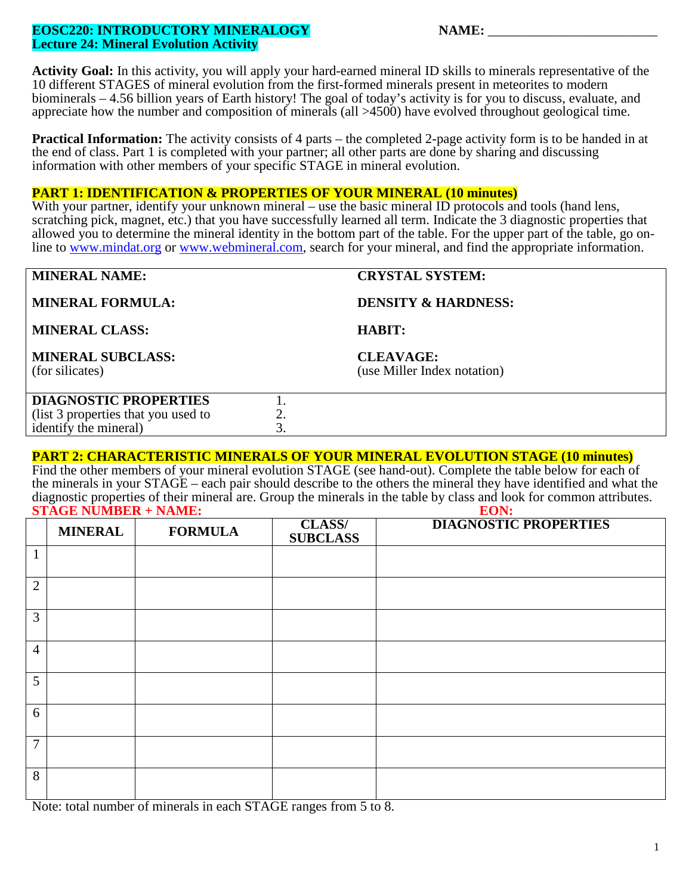**EOSC220: INTRODUCTORY MINERALOGY**
**Lecture 24: Mineral Evolution Activity**

**NAME:** ________________________

**Activity Goal:** In this activity, you will apply your hard-earned mineral ID skills to minerals representative of the 10 different STAGES of mineral evolution from the first-formed minerals present in meteorites to modern biominerals – 4.56 billion years of Earth history! The goal of today's activity is for you to discuss, evaluate, and appreciate how the number and composition of minerals (all >4500) have evolved throughout geological time.

**Practical Information:** The activity consists of 4 parts – the completed 2-page activity form is to be handed in at the end of class. Part 1 is completed with your partner; all other parts are done by sharing and discussing information with other members of your specific STAGE in mineral evolution.

## PART 1: IDENTIFICATION & PROPERTIES OF YOUR MINERAL (10 minutes)

With your partner, identify your unknown mineral – use the basic mineral ID protocols and tools (hand lens, scratching pick, magnet, etc.) that you have successfully learned all term. Indicate the 3 diagnostic properties that allowed you to determine the mineral identity in the bottom part of the table. For the upper part of the table, go on-line to www.mindat.org or www.webmineral.com, search for your mineral, and find the appropriate information.

| | |
|---|---|
| **MINERAL NAME:** | **CRYSTAL SYSTEM:** |
| **MINERAL FORMULA:** | **DENSITY & HARDNESS:** |
| **MINERAL CLASS:** | **HABIT:** |
| **MINERAL SUBCLASS:** (for silicates) | **CLEAVAGE:** (use Miller Index notation) |
| **DIAGNOSTIC PROPERTIES** (list 3 properties that you used to identify the mineral) | 1.<br>2.<br>3. |

## PART 2: CHARACTERISTIC MINERALS OF YOUR MINERAL EVOLUTION STAGE (10 minutes)

Find the other members of your mineral evolution STAGE (see hand-out). Complete the table below for each of the minerals in your STAGE – each pair should describe to the others the mineral they have identified and what the diagnostic properties of their mineral are. Group the minerals in the table by class and look for common attributes.

**STAGE NUMBER + NAME:** **EON:**

| | MINERAL | FORMULA | CLASS/ SUBCLASS | DIAGNOSTIC PROPERTIES |
|---|---|---|---|---|
| 1 | | | | |
| 2 | | | | |
| 3 | | | | |
| 4 | | | | |
| 5 | | | | |
| 6 | | | | |
| 7 | | | | |
| 8 | | | | |

Note: total number of minerals in each STAGE ranges from 5 to 8.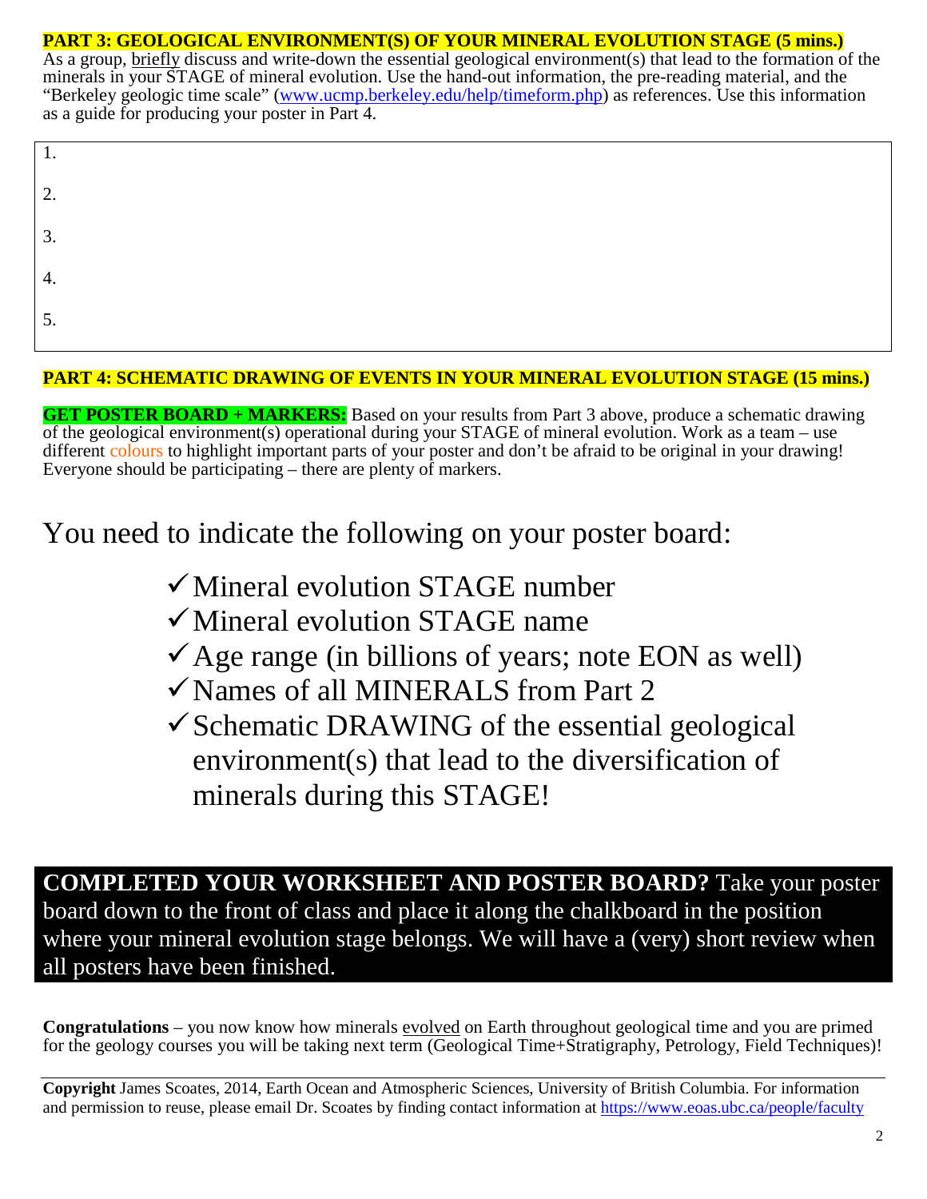**PART 3: GEOLOGICAL ENVIRONMENT(S) OF YOUR MINERAL EVOLUTION STAGE (5 mins.)**

As a group, briefly discuss and write-down the essential geological environment(s) that lead to the formation of the minerals in your STAGE of mineral evolution. Use the hand-out information, the pre-reading material, and the "Berkeley geologic time scale" (www.ucmp.berkeley.edu/help/timeform.php) as references. Use this information as a guide for producing your poster in Part 4.

1.

2.

3.

4.

5.

**PART 4: SCHEMATIC DRAWING OF EVENTS IN YOUR MINERAL EVOLUTION STAGE (15 mins.)**

**GET POSTER BOARD + MARKERS:** Based on your results from Part 3 above, produce a schematic drawing of the geological environment(s) operational during your STAGE of mineral evolution. Work as a team – use different colours to highlight important parts of your poster and don't be afraid to be original in your drawing! Everyone should be participating – there are plenty of markers.

You need to indicate the following on your poster board:

- ✓ Mineral evolution STAGE number
- ✓ Mineral evolution STAGE name
- ✓ Age range (in billions of years; note EON as well)
- ✓ Names of all MINERALS from Part 2
- ✓ Schematic DRAWING of the essential geological environment(s) that lead to the diversification of minerals during this STAGE!

**COMPLETED YOUR WORKSHEET AND POSTER BOARD?** Take your poster board down to the front of class and place it along the chalkboard in the position where your mineral evolution stage belongs. We will have a (very) short review when all posters have been finished.

**Congratulations** – you now know how minerals evolved on Earth throughout geological time and you are primed for the geology courses you will be taking next term (Geological Time+Stratigraphy, Petrology, Field Techniques)!

**Copyright** James Scoates, 2014, Earth Ocean and Atmospheric Sciences, University of British Columbia. For information and permission to reuse, please email Dr. Scoates by finding contact information at https://www.eoas.ubc.ca/people/faculty